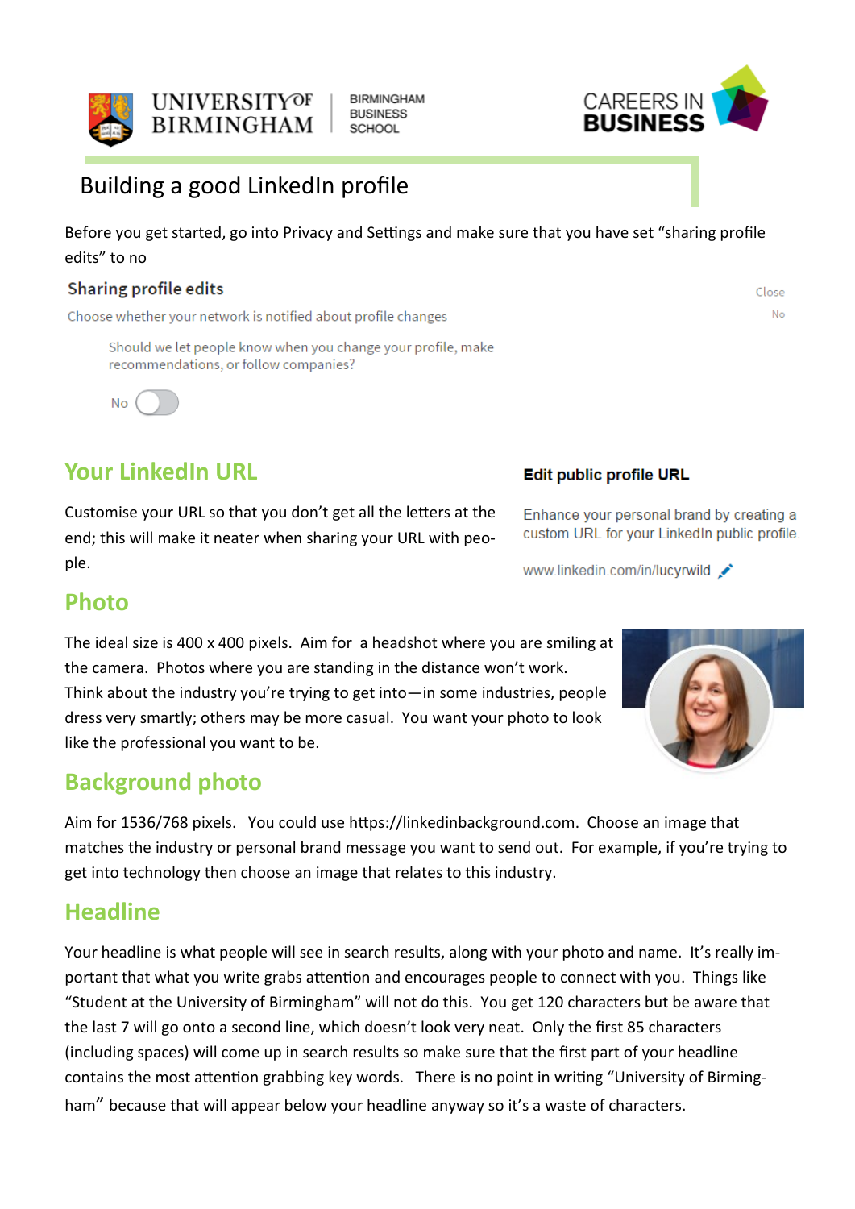# Building a good LinkedIn profile

Before you get started, go into Privacy and Settings and make sure that you have set "sharing profile edits" to no

**Sharing profile edits**

Choose whether your network is notified about profile changes

Close

No

Should we let people know when you change your profile, make recommendations, or follow companies?

No

## Your LinkedIn URL

Customise your URL so that you don't get all the letters at the end; this will make it neater when sharing your URL with people.

**Edit public profile URL**

Enhance your personal brand by creating a custom URL for your LinkedIn public profile.

www.linkedin.com/in/lucyrwild

## Photo

The ideal size is 400 x 400 pixels. Aim for a headshot where you are smiling at the camera. Photos where you are standing in the distance won't work. Think about the industry you're trying to get into—in some industries, people dress very smartly; others may be more casual. You want your photo to look like the professional you want to be.

## Background photo

Aim for 1536/768 pixels. You could use https://linkedinbackground.com. Choose an image that matches the industry or personal brand message you want to send out. For example, if you're trying to get into technology then choose an image that relates to this industry.

## Headline

Your headline is what people will see in search results, along with your photo and name. It's really important that what you write grabs attention and encourages people to connect with you. Things like "Student at the University of Birmingham" will not do this. You get 120 characters but be aware that the last 7 will go onto a second line, which doesn't look very neat. Only the first 85 characters (including spaces) will come up in search results so make sure that the first part of your headline contains the most attention grabbing key words. There is no point in writing "University of Birmingham" because that will appear below your headline anyway so it's a waste of characters.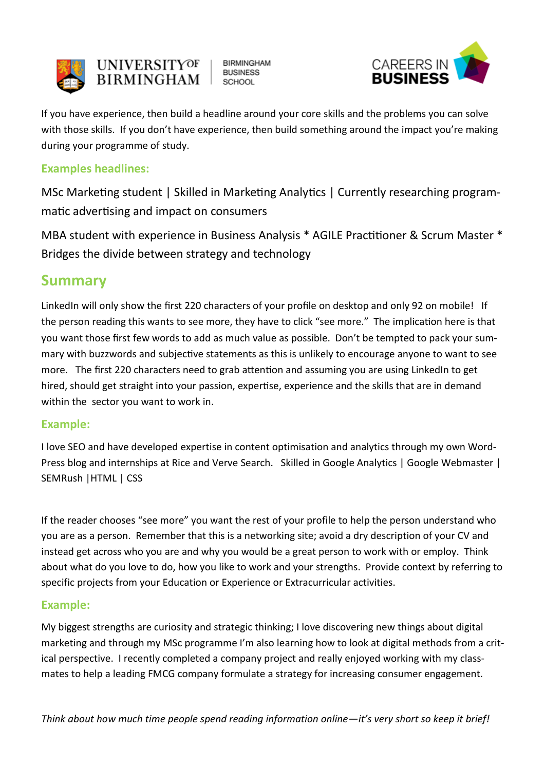If you have experience, then build a headline around your core skills and the problems you can solve with those skills. If you don't have experience, then build something around the impact you're making during your programme of study.

### Examples headlines:

MSc Marketing student | Skilled in Marketing Analytics | Currently researching programmatic advertising and impact on consumers

MBA student with experience in Business Analysis * AGILE Practitioner & Scrum Master * Bridges the divide between strategy and technology

## Summary

LinkedIn will only show the first 220 characters of your profile on desktop and only 92 on mobile! If the person reading this wants to see more, they have to click "see more." The implication here is that you want those first few words to add as much value as possible. Don't be tempted to pack your summary with buzzwords and subjective statements as this is unlikely to encourage anyone to want to see more. The first 220 characters need to grab attention and assuming you are using LinkedIn to get hired, should get straight into your passion, expertise, experience and the skills that are in demand within the sector you want to work in.

### Example:

I love SEO and have developed expertise in content optimisation and analytics through my own WordPress blog and internships at Rice and Verve Search. Skilled in Google Analytics | Google Webmaster | SEMRush |HTML | CSS

If the reader chooses "see more" you want the rest of your profile to help the person understand who you are as a person. Remember that this is a networking site; avoid a dry description of your CV and instead get across who you are and why you would be a great person to work with or employ. Think about what do you love to do, how you like to work and your strengths. Provide context by referring to specific projects from your Education or Experience or Extracurricular activities.

### Example:

My biggest strengths are curiosity and strategic thinking; I love discovering new things about digital marketing and through my MSc programme I'm also learning how to look at digital methods from a critical perspective. I recently completed a company project and really enjoyed working with my classmates to help a leading FMCG company formulate a strategy for increasing consumer engagement.

*Think about how much time people spend reading information online—it's very short so keep it brief!*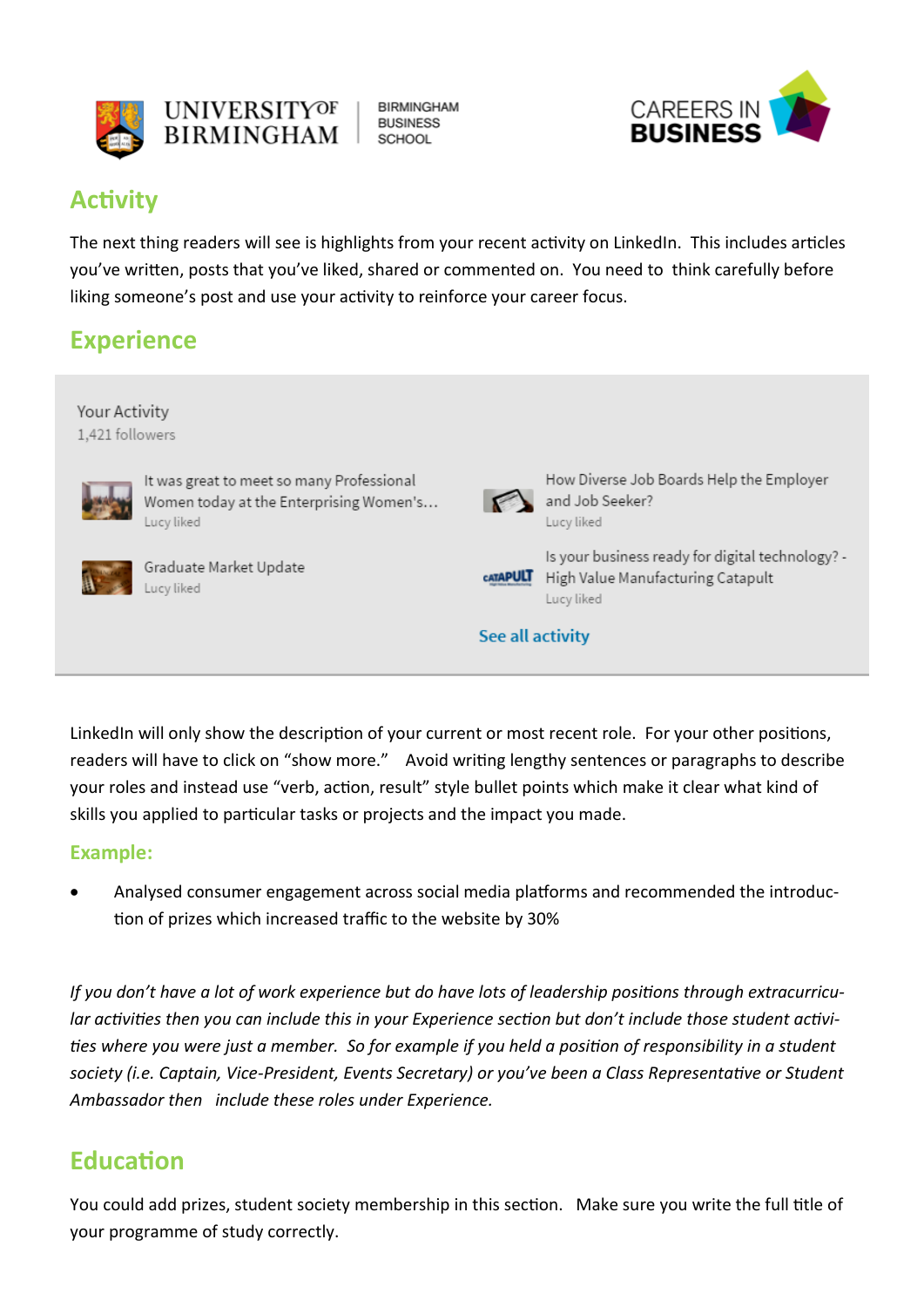## Activity

The next thing readers will see is highlights from your recent activity on LinkedIn. This includes articles you've written, posts that you've liked, shared or commented on. You need to think carefully before liking someone's post and use your activity to reinforce your career focus.

## Experience

Your Activity
1,421 followers

It was great to meet so many Professional Women today at the Enterprising Women's…
Lucy liked

How Diverse Job Boards Help the Employer and Job Seeker?
Lucy liked

Graduate Market Update
Lucy liked

Is your business ready for digital technology? - High Value Manufacturing Catapult
Lucy liked

See all activity

LinkedIn will only show the description of your current or most recent role. For your other positions, readers will have to click on "show more." Avoid writing lengthy sentences or paragraphs to describe your roles and instead use "verb, action, result" style bullet points which make it clear what kind of skills you applied to particular tasks or projects and the impact you made.

### Example:

- Analysed consumer engagement across social media platforms and recommended the introduction of prizes which increased traffic to the website by 30%

*If you don't have a lot of work experience but do have lots of leadership positions through extracurricular activities then you can include this in your Experience section but don't include those student activities where you were just a member. So for example if you held a position of responsibility in a student society (i.e. Captain, Vice-President, Events Secretary) or you've been a Class Representative or Student Ambassador then include these roles under Experience.*

## Education

You could add prizes, student society membership in this section. Make sure you write the full title of your programme of study correctly.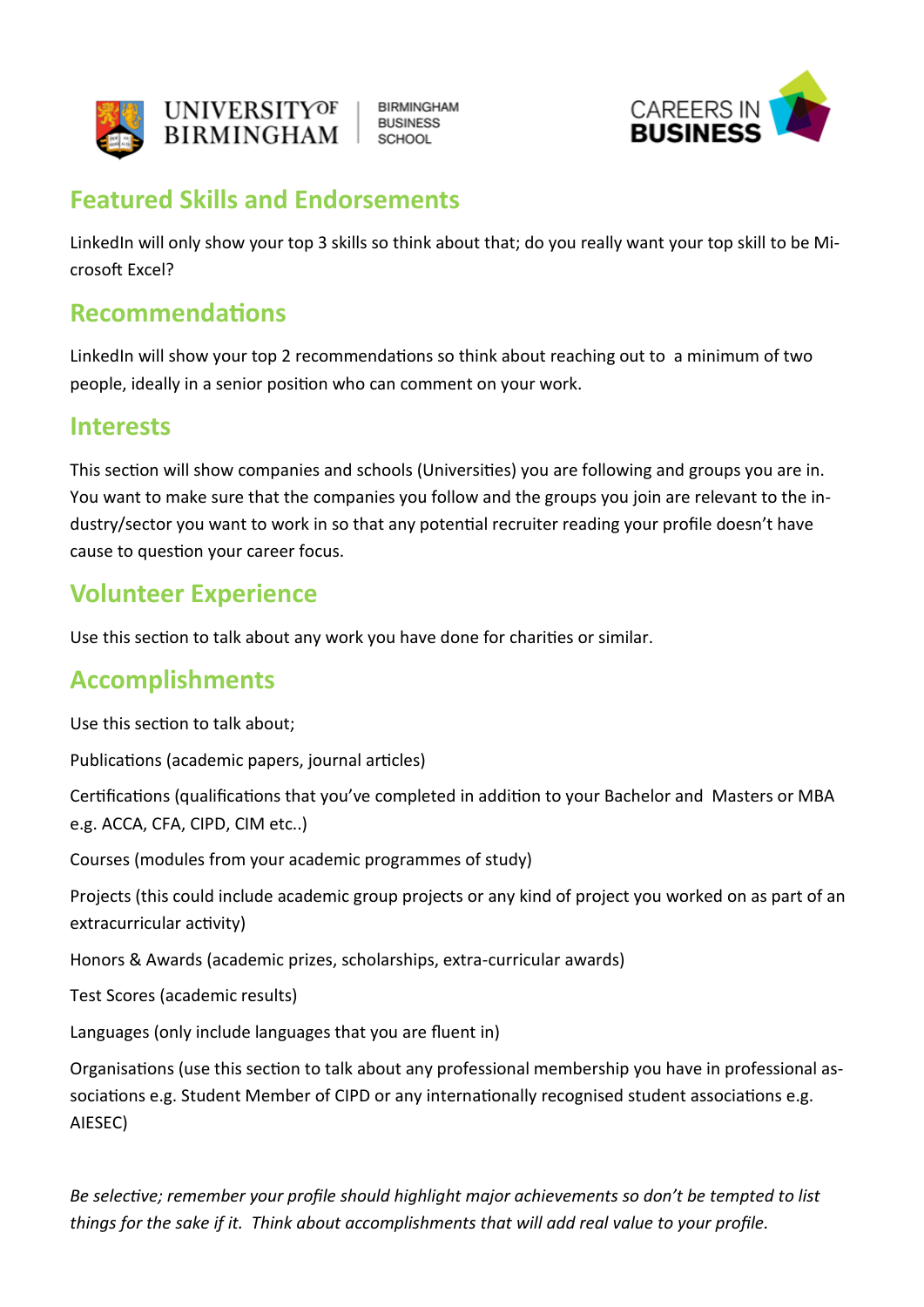## Featured Skills and Endorsements

LinkedIn will only show your top 3 skills so think about that; do you really want your top skill to be Microsoft Excel?

## Recommendations

LinkedIn will show your top 2 recommendations so think about reaching out to a minimum of two people, ideally in a senior position who can comment on your work.

## Interests

This section will show companies and schools (Universities) you are following and groups you are in. You want to make sure that the companies you follow and the groups you join are relevant to the industry/sector you want to work in so that any potential recruiter reading your profile doesn't have cause to question your career focus.

## Volunteer Experience

Use this section to talk about any work you have done for charities or similar.

## Accomplishments

Use this section to talk about;

Publications (academic papers, journal articles)

Certifications (qualifications that you've completed in addition to your Bachelor and Masters or MBA e.g. ACCA, CFA, CIPD, CIM etc..)

Courses (modules from your academic programmes of study)

Projects (this could include academic group projects or any kind of project you worked on as part of an extracurricular activity)

Honors & Awards (academic prizes, scholarships, extra-curricular awards)

Test Scores (academic results)

Languages (only include languages that you are fluent in)

Organisations (use this section to talk about any professional membership you have in professional associations e.g. Student Member of CIPD or any internationally recognised student associations e.g. AIESEC)

*Be selective; remember your profile should highlight major achievements so don't be tempted to list things for the sake if it. Think about accomplishments that will add real value to your profile.*